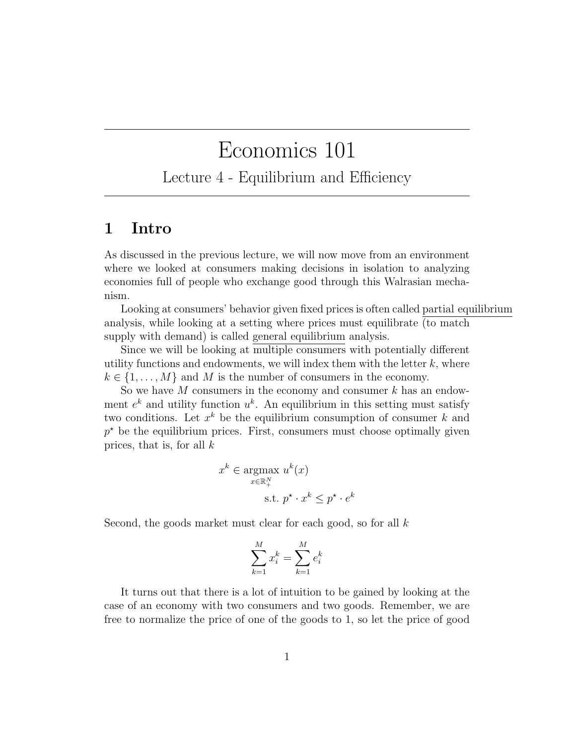# Economics 101

## Lecture 4 - Equilibrium and Efficiency

## 1 Intro

As discussed in the previous lecture, we will now move from an environment where we looked at consumers making decisions in isolation to analyzing economies full of people who exchange good through this Walrasian mechanism.

Looking at consumers' behavior given fixed prices is often called partial equilibrium analysis, while looking at a setting where prices must equilibrate (to match supply with demand) is called general equilibrium analysis.

Since we will be looking at multiple consumers with potentially different utility functions and endowments, we will index them with the letter $k$, where $k \in \{1, \ldots, M\}$ and $M$ is the number of consumers in the economy.

So we have $M$ consumers in the economy and consumer $k$ has an endowment $e^k$ and utility function $u^k$. An equilibrium in this setting must satisfy two conditions. Let $x^k$ be the equilibrium consumption of consumer $k$ and $p^\star$ be the equilibrium prices. First, consumers must choose optimally given prices, that is, for all $k$

$$x^k \in \underset{x \in \mathbb{R}^N_+}{\operatorname{argmax}} \; u^k(x)$$
$$\text{s.t. } p^\star \cdot x^k \leq p^\star \cdot e^k$$

Second, the goods market must clear for each good, so for all $k$

$$\sum_{k=1}^{M} x_i^k = \sum_{k=1}^{M} e_i^k$$

It turns out that there is a lot of intuition to be gained by looking at the case of an economy with two consumers and two goods. Remember, we are free to normalize the price of one of the goods to 1, so let the price of good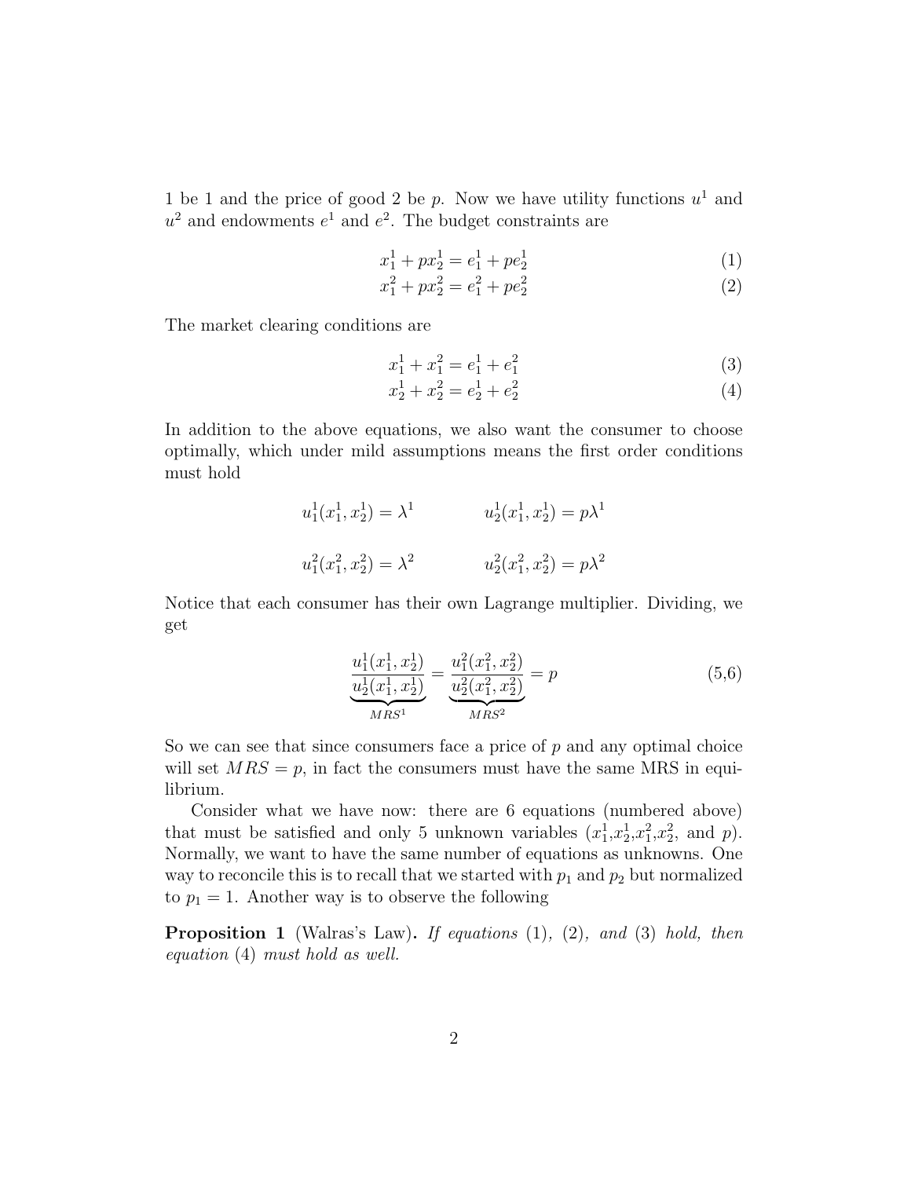1 be 1 and the price of good 2 be $p$. Now we have utility functions $u^1$ and $u^2$ and endowments $e^1$ and $e^2$. The budget constraints are

$$x_1^1 + p x_2^1 = e_1^1 + p e_2^1 \tag{1}$$

$$x_1^2 + p x_2^2 = e_1^2 + p e_2^2 \tag{2}$$

The market clearing conditions are

$$x_1^1 + x_1^2 = e_1^1 + e_1^2 \tag{3}$$

$$x_2^1 + x_2^2 = e_2^1 + e_2^2 \tag{4}$$

In addition to the above equations, we also want the consumer to choose optimally, which under mild assumptions means the first order conditions must hold

$$u_1^1(x_1^1, x_2^1) = \lambda^1 \qquad\qquad u_2^1(x_1^1, x_2^1) = p\lambda^1$$

$$u_1^2(x_1^2, x_2^2) = \lambda^2 \qquad\qquad u_2^2(x_1^2, x_2^2) = p\lambda^2$$

Notice that each consumer has their own Lagrange multiplier. Dividing, we get

$$\underbrace{\frac{u_1^1(x_1^1, x_2^1)}{u_2^1(x_1^1, x_2^1)}}_{MRS^1} = \underbrace{\frac{u_1^2(x_1^2, x_2^2)}{u_2^2(x_1^2, x_2^2)}}_{MRS^2} = p \tag{5,6}$$

So we can see that since consumers face a price of $p$ and any optimal choice will set $MRS = p$, in fact the consumers must have the same MRS in equilibrium.

Consider what we have now: there are 6 equations (numbered above) that must be satisfied and only 5 unknown variables ($x_1^1$,$x_2^1$,$x_1^2$,$x_2^2$, and $p$). Normally, we want to have the same number of equations as unknowns. One way to reconcile this is to recall that we started with $p_1$ and $p_2$ but normalized to $p_1 = 1$. Another way is to observe the following

**Proposition 1** (Walras's Law)**.** *If equations* (1)*,* (2)*, and* (3) *hold, then equation* (4) *must hold as well.*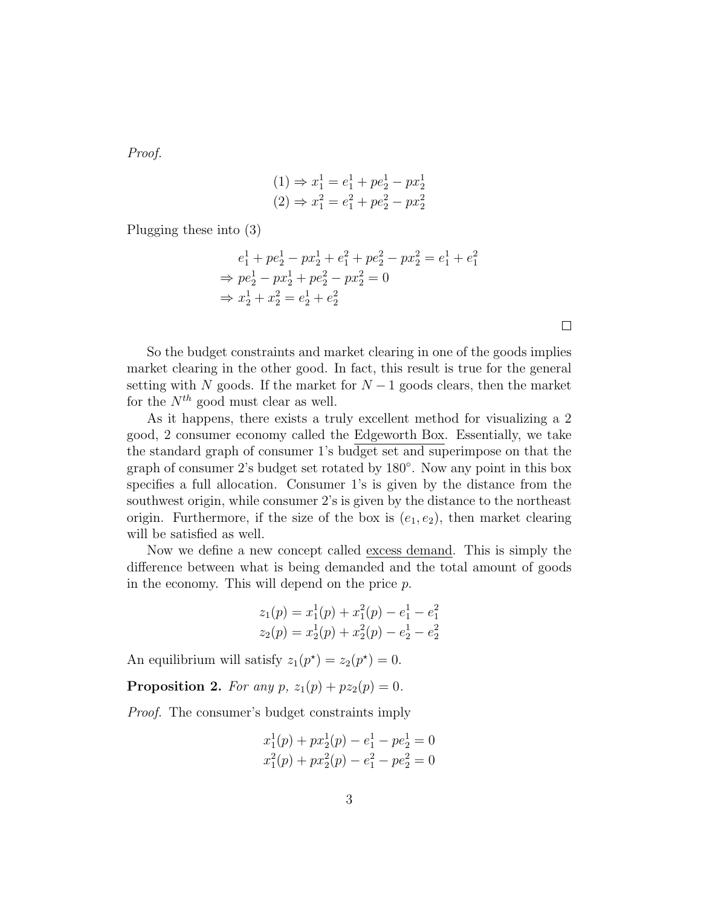*Proof.*

$$
\begin{aligned}
(1) &\Rightarrow x_1^1 = e_1^1 + pe_2^1 - px_2^1 \\
(2) &\Rightarrow x_1^2 = e_1^2 + pe_2^2 - px_2^2
\end{aligned}
$$

Plugging these into (3)

$$
\begin{aligned}
& e_1^1 + pe_2^1 - px_2^1 + e_1^2 + pe_2^2 - px_2^2 = e_1^1 + e_1^2 \\
\Rightarrow\ & pe_2^1 - px_2^1 + pe_2^2 - px_2^2 = 0 \\
\Rightarrow\ & x_2^1 + x_2^2 = e_2^1 + e_2^2
\end{aligned}
$$

□

So the budget constraints and market clearing in one of the goods implies market clearing in the other good. In fact, this result is true for the general setting with $N$ goods. If the market for $N-1$ goods clears, then the market for the $N^{th}$ good must clear as well.

As it happens, there exists a truly excellent method for visualizing a 2 good, 2 consumer economy called the <u>Edgeworth Box</u>. Essentially, we take the standard graph of consumer 1's budget set and superimpose on that the graph of consumer 2's budget set rotated by $180°$. Now any point in this box specifies a full allocation. Consumer 1's is given by the distance from the southwest origin, while consumer 2's is given by the distance to the northeast origin. Furthermore, if the size of the box is $(e_1, e_2)$, then market clearing will be satisfied as well.

Now we define a new concept called <u>excess demand</u>. This is simply the difference between what is being demanded and the total amount of goods in the economy. This will depend on the price $p$.

$$
\begin{aligned}
z_1(p) &= x_1^1(p) + x_1^2(p) - e_1^1 - e_1^2 \\
z_2(p) &= x_2^1(p) + x_2^2(p) - e_2^1 - e_2^2
\end{aligned}
$$

An equilibrium will satisfy $z_1(p^\star) = z_2(p^\star) = 0$.

**Proposition 2.** *For any $p$, $z_1(p) + pz_2(p) = 0$.*

*Proof.* The consumer's budget constraints imply

$$
\begin{aligned}
x_1^1(p) + px_2^1(p) - e_1^1 - pe_2^1 &= 0 \\
x_1^2(p) + px_2^2(p) - e_1^2 - pe_2^2 &= 0
\end{aligned}
$$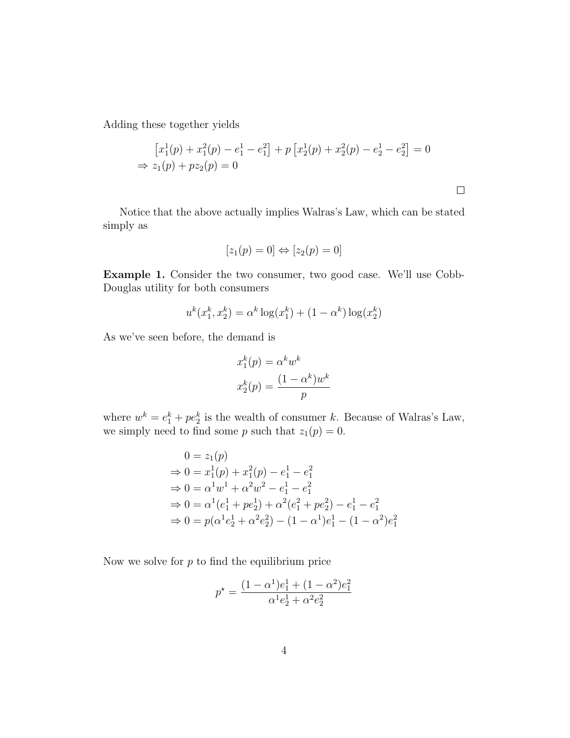Adding these together yields

$$
\begin{aligned}
&\left[x_1^1(p) + x_1^2(p) - e_1^1 - e_1^2\right] + p\left[x_2^1(p) + x_2^2(p) - e_2^1 - e_2^2\right] = 0 \\
\Rightarrow\ & z_1(p) + p z_2(p) = 0
\end{aligned}
$$

□

Notice that the above actually implies Walras's Law, which can be stated simply as

$$
[z_1(p) = 0] \Leftrightarrow [z_2(p) = 0]
$$

**Example 1.** Consider the two consumer, two good case. We'll use Cobb-Douglas utility for both consumers

$$
u^k(x_1^k, x_2^k) = \alpha^k \log(x_1^k) + (1 - \alpha^k)\log(x_2^k)
$$

As we've seen before, the demand is

$$
\begin{aligned}
x_1^k(p) &= \alpha^k w^k \\
x_2^k(p) &= \frac{(1 - \alpha^k)w^k}{p}
\end{aligned}
$$

where $w^k = e_1^k + p e_2^k$ is the wealth of consumer $k$. Because of Walras's Law, we simply need to find some $p$ such that $z_1(p) = 0$.

$$
\begin{aligned}
& 0 = z_1(p) \\
\Rightarrow\ & 0 = x_1^1(p) + x_1^2(p) - e_1^1 - e_1^2 \\
\Rightarrow\ & 0 = \alpha^1 w^1 + \alpha^2 w^2 - e_1^1 - e_1^2 \\
\Rightarrow\ & 0 = \alpha^1(e_1^1 + p e_2^1) + \alpha^2(e_1^2 + p e_2^2) - e_1^1 - e_1^2 \\
\Rightarrow\ & 0 = p(\alpha^1 e_2^1 + \alpha^2 e_2^2) - (1 - \alpha^1)e_1^1 - (1 - \alpha^2)e_1^2
\end{aligned}
$$

Now we solve for $p$ to find the equilibrium price

$$
p^\star = \frac{(1 - \alpha^1)e_1^1 + (1 - \alpha^2)e_1^2}{\alpha^1 e_2^1 + \alpha^2 e_2^2}
$$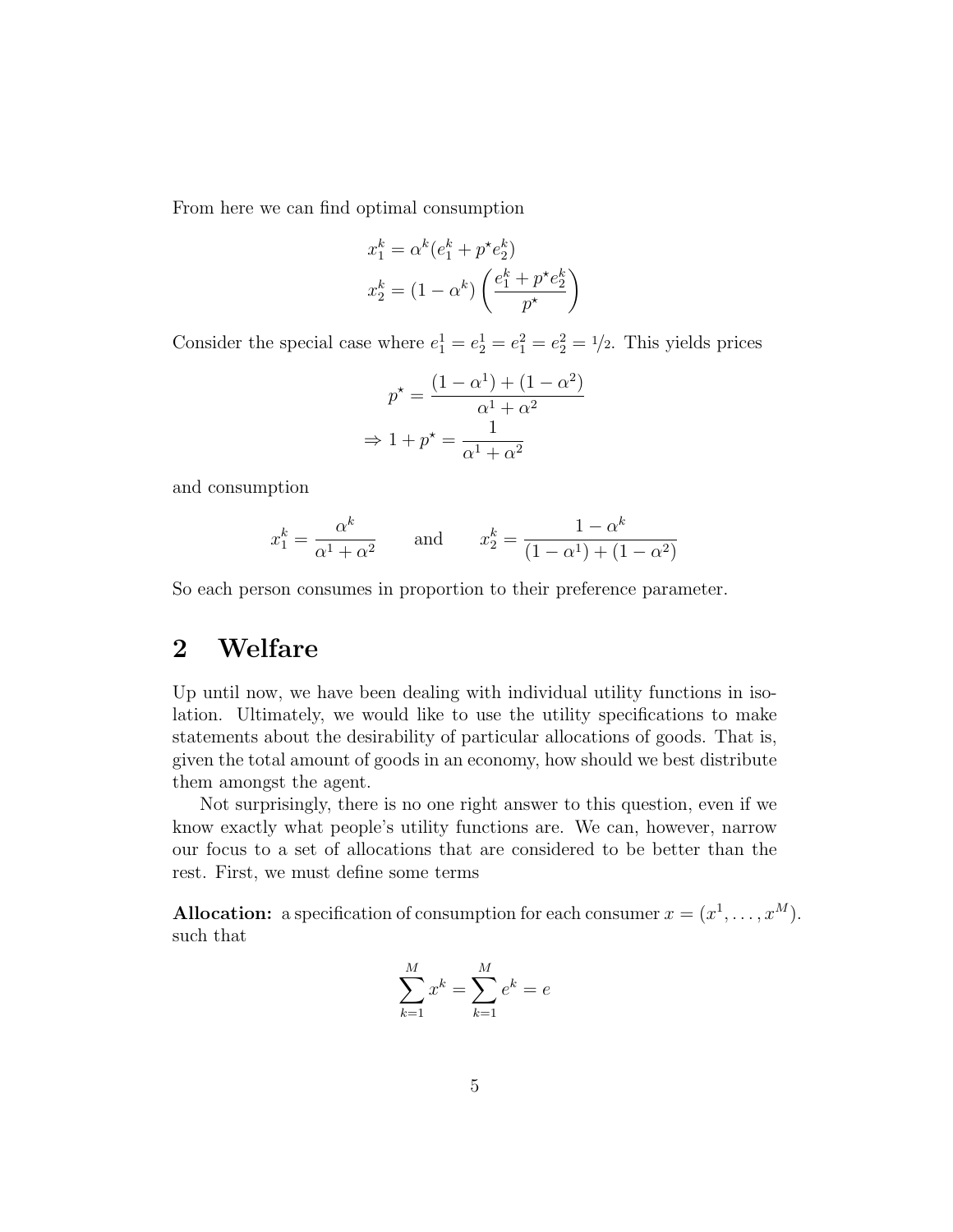From here we can find optimal consumption

$$
\begin{aligned}
x_1^k &= \alpha^k (e_1^k + p^\star e_2^k) \\
x_2^k &= (1 - \alpha^k) \left( \frac{e_1^k + p^\star e_2^k}{p^\star} \right)
\end{aligned}
$$

Consider the special case where $e_1^1 = e_2^1 = e_1^2 = e_2^2 = 1/2$. This yields prices

$$
\begin{aligned}
p^\star &= \frac{(1 - \alpha^1) + (1 - \alpha^2)}{\alpha^1 + \alpha^2} \\
\Rightarrow 1 + p^\star &= \frac{1}{\alpha^1 + \alpha^2}
\end{aligned}
$$

and consumption

$$
x_1^k = \frac{\alpha^k}{\alpha^1 + \alpha^2} \qquad \text{and} \qquad x_2^k = \frac{1 - \alpha^k}{(1 - \alpha^1) + (1 - \alpha^2)}
$$

So each person consumes in proportion to their preference parameter.

## 2 Welfare

Up until now, we have been dealing with individual utility functions in isolation. Ultimately, we would like to use the utility specifications to make statements about the desirability of particular allocations of goods. That is, given the total amount of goods in an economy, how should we best distribute them amongst the agent.

Not surprisingly, there is no one right answer to this question, even if we know exactly what people's utility functions are. We can, however, narrow our focus to a set of allocations that are considered to be better than the rest. First, we must define some terms

**Allocation:** a specification of consumption for each consumer $x = (x^1, \ldots, x^M)$. such that

$$
\sum_{k=1}^{M} x^k = \sum_{k=1}^{M} e^k = e
$$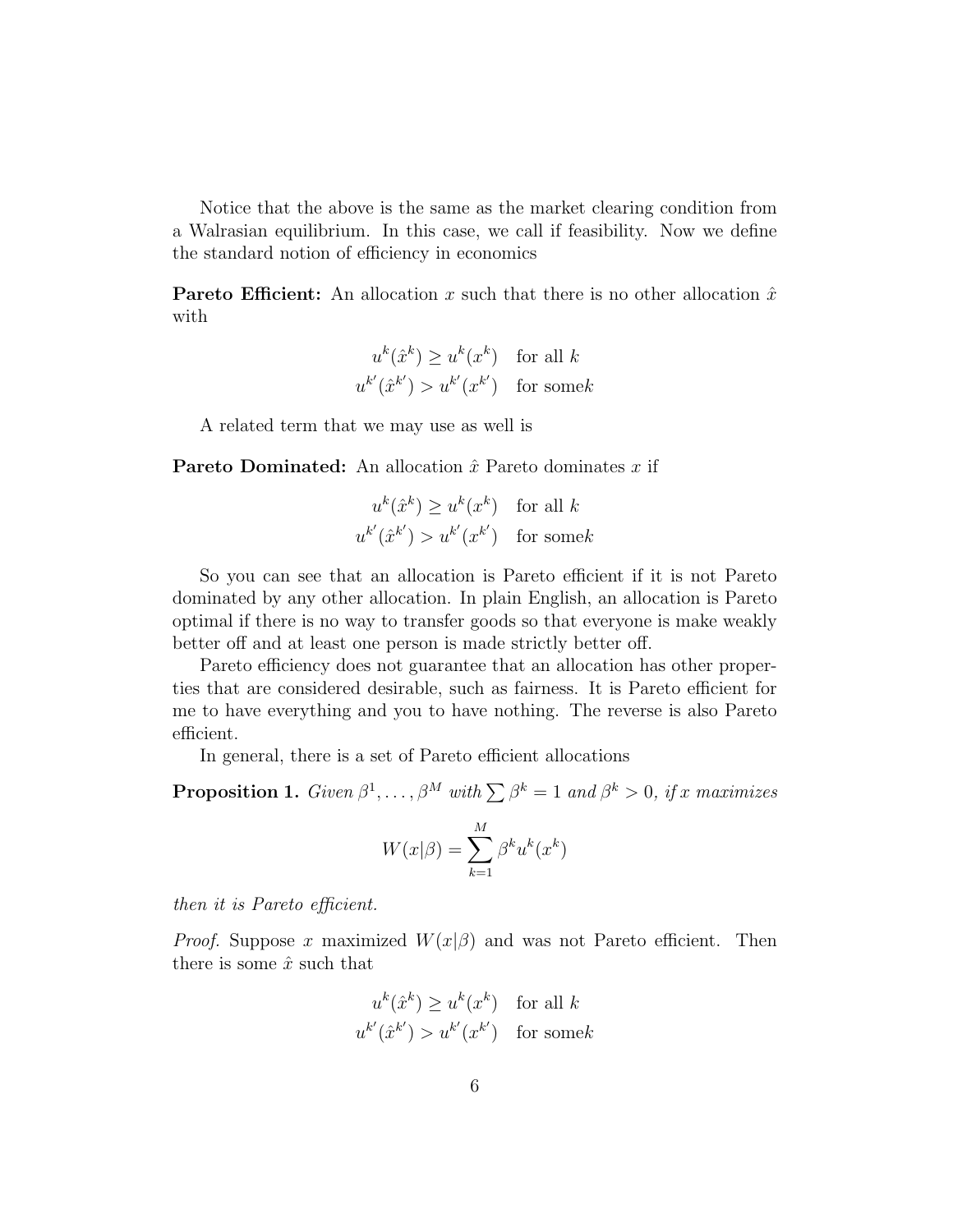Notice that the above is the same as the market clearing condition from a Walrasian equilibrium. In this case, we call if feasibility. Now we define the standard notion of efficiency in economics

**Pareto Efficient:** An allocation $x$ such that there is no other allocation $\hat{x}$ with

$$
\begin{aligned}
u^k(\hat{x}^k) &\geq u^k(x^k) \quad \text{for all } k \\
u^{k'}(\hat{x}^{k'}) &> u^{k'}(x^{k'}) \quad \text{for some} k
\end{aligned}
$$

A related term that we may use as well is

**Pareto Dominated:** An allocation $\hat{x}$ Pareto dominates $x$ if

$$
\begin{aligned}
u^k(\hat{x}^k) &\geq u^k(x^k) \quad \text{for all } k \\
u^{k'}(\hat{x}^{k'}) &> u^{k'}(x^{k'}) \quad \text{for some} k
\end{aligned}
$$

So you can see that an allocation is Pareto efficient if it is not Pareto dominated by any other allocation. In plain English, an allocation is Pareto optimal if there is no way to transfer goods so that everyone is make weakly better off and at least one person is made strictly better off.

Pareto efficiency does not guarantee that an allocation has other properties that are considered desirable, such as fairness. It is Pareto efficient for me to have everything and you to have nothing. The reverse is also Pareto efficient.

In general, there is a set of Pareto efficient allocations

**Proposition 1.** *Given $\beta^1, \ldots, \beta^M$ with $\sum \beta^k = 1$ and $\beta^k > 0$, if $x$ maximizes*

$$
W(x|\beta) = \sum_{k=1}^{M} \beta^k u^k(x^k)
$$

*then it is Pareto efficient.*

*Proof.* Suppose $x$ maximized $W(x|\beta)$ and was not Pareto efficient. Then there is some $\hat{x}$ such that

$$
\begin{aligned}
u^k(\hat{x}^k) &\geq u^k(x^k) \quad \text{for all } k \\
u^{k'}(\hat{x}^{k'}) &> u^{k'}(x^{k'}) \quad \text{for some} k
\end{aligned}
$$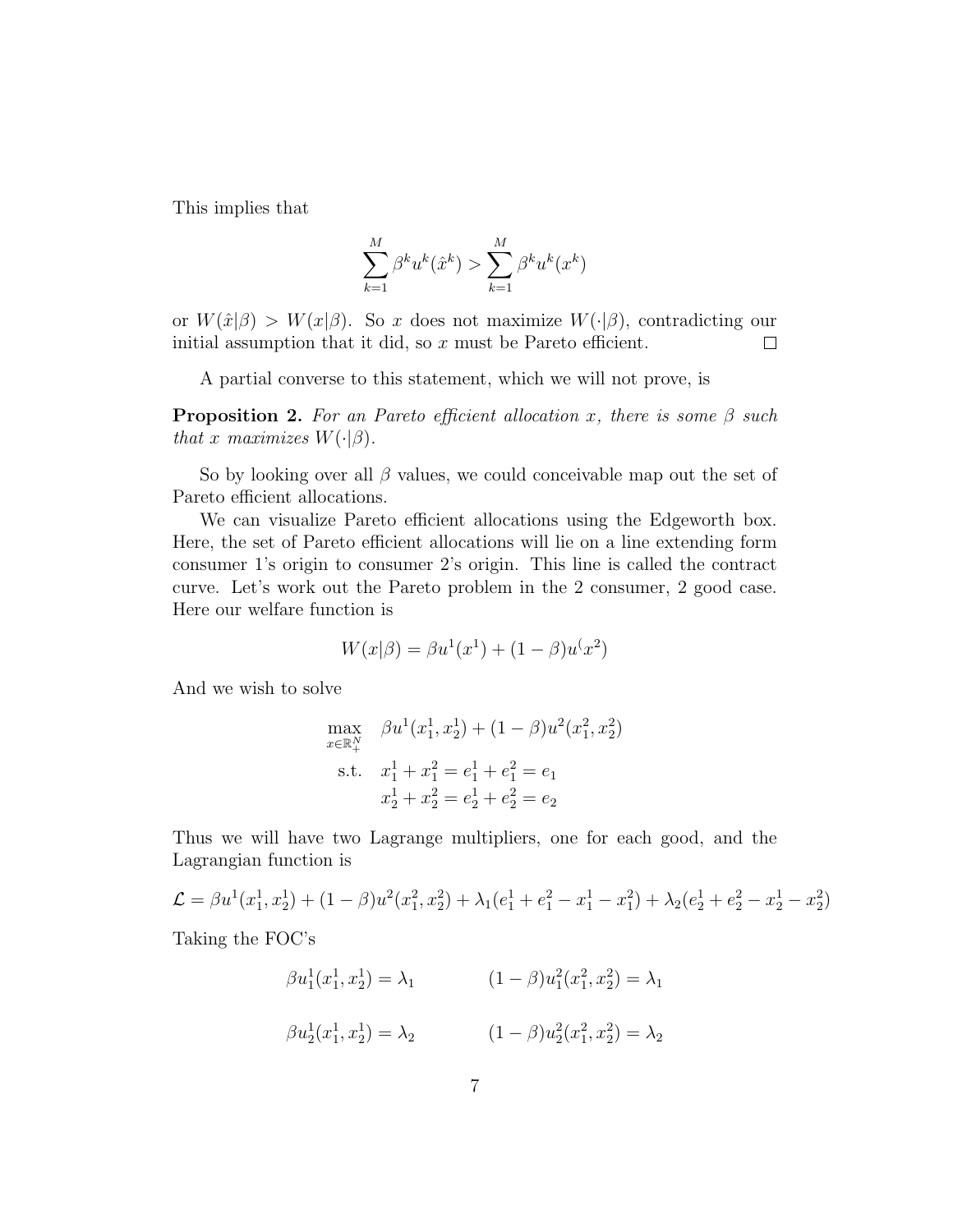This implies that

$$\sum_{k=1}^{M} \beta^k u^k(\hat{x}^k) > \sum_{k=1}^{M} \beta^k u^k(x^k)$$

or $W(\hat{x}|\beta) > W(x|\beta)$. So $x$ does not maximize $W(\cdot|\beta)$, contradicting our initial assumption that it did, so $x$ must be Pareto efficient. □

A partial converse to this statement, which we will not prove, is

**Proposition 2.** *For an Pareto efficient allocation $x$, there is some $\beta$ such that $x$ maximizes $W(\cdot|\beta)$.*

So by looking over all $\beta$ values, we could conceivable map out the set of Pareto efficient allocations.

We can visualize Pareto efficient allocations using the Edgeworth box. Here, the set of Pareto efficient allocations will lie on a line extending form consumer 1's origin to consumer 2's origin. This line is called the contract curve. Let's work out the Pareto problem in the 2 consumer, 2 good case. Here our welfare function is

$$W(x|\beta) = \beta u^1(x^1) + (1-\beta)u^(x^2)$$

And we wish to solve

$$\begin{aligned}
\max_{x \in \mathbb{R}^N_+} \quad & \beta u^1(x^1_1, x^1_2) + (1-\beta)u^2(x^2_1, x^2_2) \\
\text{s.t.} \quad & x^1_1 + x^2_1 = e^1_1 + e^2_1 = e_1 \\
& x^1_2 + x^2_2 = e^1_2 + e^2_2 = e_2
\end{aligned}$$

Thus we will have two Lagrange multipliers, one for each good, and the Lagrangian function is

$$\mathcal{L} = \beta u^1(x^1_1, x^1_2) + (1-\beta)u^2(x^2_1, x^2_2) + \lambda_1(e^1_1 + e^2_1 - x^1_1 - x^2_1) + \lambda_2(e^1_2 + e^2_2 - x^1_2 - x^2_2)$$

Taking the FOC's

$$\beta u^1_1(x^1_1, x^1_2) = \lambda_1 \qquad (1-\beta)u^2_1(x^2_1, x^2_2) = \lambda_1$$

$$\beta u^1_2(x^1_1, x^1_2) = \lambda_2 \qquad (1-\beta)u^2_2(x^2_1, x^2_2) = \lambda_2$$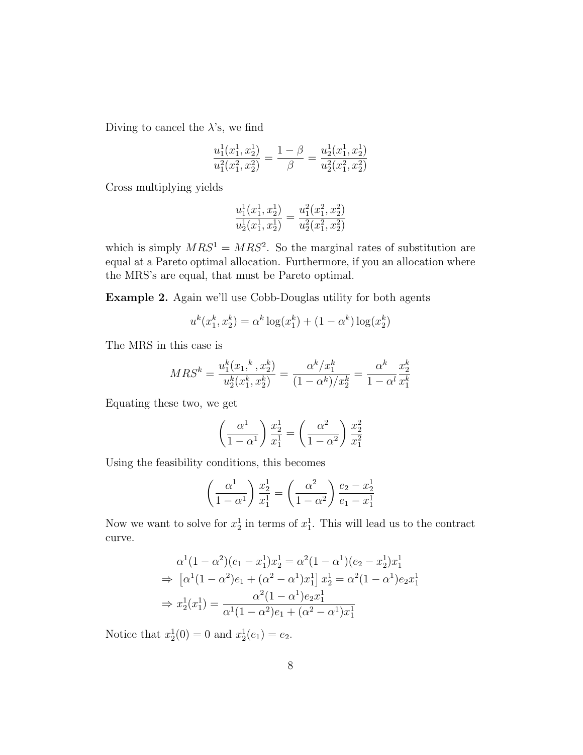Diving to cancel the $\lambda$'s, we find

$$\frac{u_1^1(x_1^1, x_2^1)}{u_1^2(x_1^2, x_2^2)} = \frac{1-\beta}{\beta} = \frac{u_2^1(x_1^1, x_2^1)}{u_2^2(x_1^2, x_2^2)}$$

Cross multiplying yields

$$\frac{u_1^1(x_1^1, x_2^1)}{u_2^1(x_1^1, x_2^1)} = \frac{u_1^2(x_1^2, x_2^2)}{u_2^2(x_1^2, x_2^2)}$$

which is simply $MRS^1 = MRS^2$. So the marginal rates of substitution are equal at a Pareto optimal allocation. Furthermore, if you an allocation where the MRS's are equal, that must be Pareto optimal.

**Example 2.** Again we'll use Cobb-Douglas utility for both agents

$$u^k(x_1^k, x_2^k) = \alpha^k \log(x_1^k) + (1 - \alpha^k)\log(x_2^k)$$

The MRS in this case is

$$MRS^k = \frac{u_1^k(x_1,^k, x_2^k)}{u_2^k(x_1^k, x_2^k)} = \frac{\alpha^k / x_1^k}{(1-\alpha^k)/x_2^k} = \frac{\alpha^k}{1-\alpha^l}\frac{x_2^k}{x_1^k}$$

Equating these two, we get

$$\left(\frac{\alpha^1}{1-\alpha^1}\right)\frac{x_2^1}{x_1^1} = \left(\frac{\alpha^2}{1-\alpha^2}\right)\frac{x_2^2}{x_1^2}$$

Using the feasibility conditions, this becomes

$$\left(\frac{\alpha^1}{1-\alpha^1}\right)\frac{x_2^1}{x_1^1} = \left(\frac{\alpha^2}{1-\alpha^2}\right)\frac{e_2 - x_2^1}{e_1 - x_1^1}$$

Now we want to solve for $x_2^1$ in terms of $x_1^1$. This will lead us to the contract curve.

$$\begin{aligned}
&\alpha^1(1-\alpha^2)(e_1 - x_1^1)x_2^1 = \alpha^2(1-\alpha^1)(e_2 - x_2^1)x_1^1 \\
\Rightarrow\ &\left[\alpha^1(1-\alpha^2)e_1 + (\alpha^2 - \alpha^1)x_1^1\right]x_2^1 = \alpha^2(1-\alpha^1)e_2 x_1^1 \\
\Rightarrow\ &x_2^1(x_1^1) = \frac{\alpha^2(1-\alpha^1)e_2 x_1^1}{\alpha^1(1-\alpha^2)e_1 + (\alpha^2 - \alpha^1)x_1^1}
\end{aligned}$$

Notice that $x_2^1(0) = 0$ and $x_2^1(e_1) = e_2$.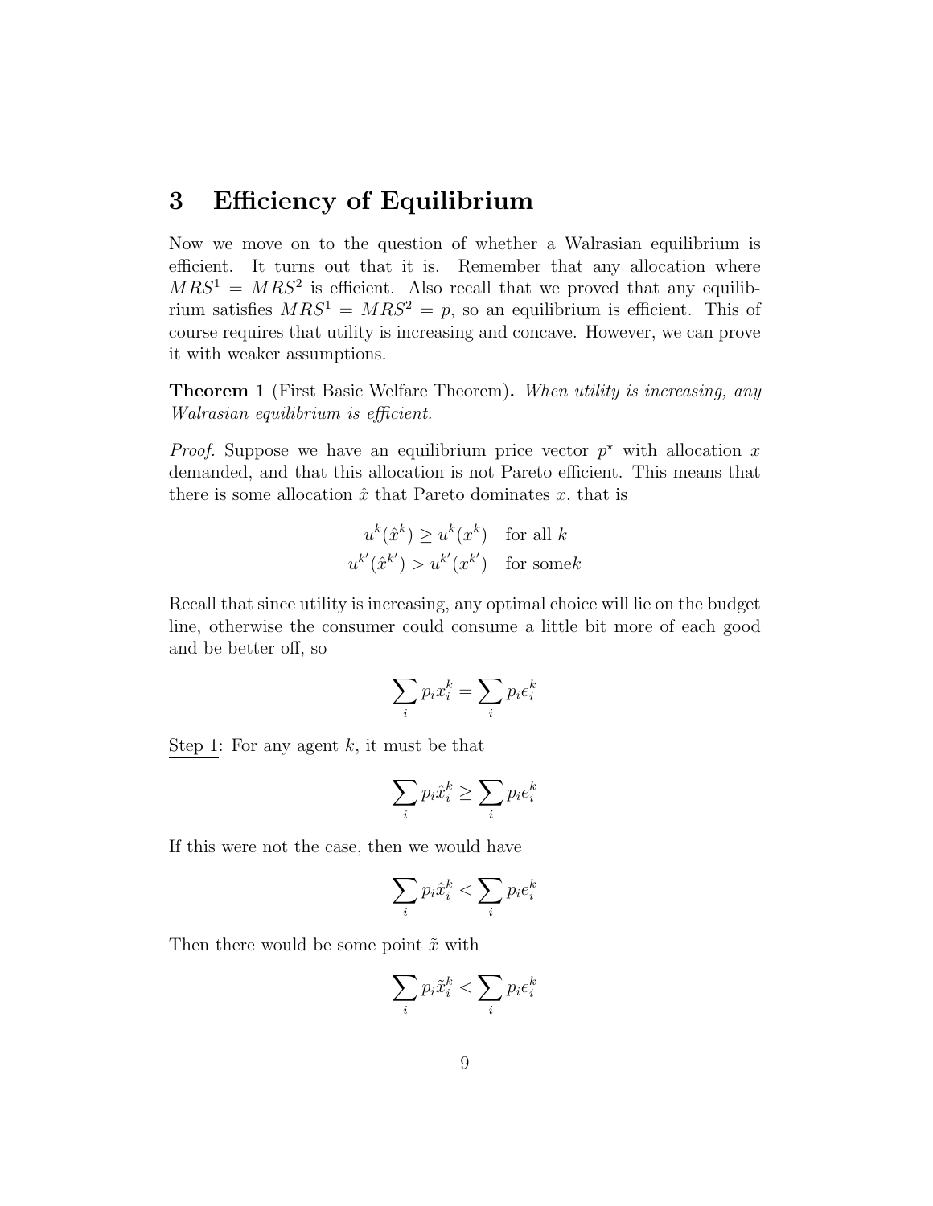## 3 Efficiency of Equilibrium

Now we move on to the question of whether a Walrasian equilibrium is efficient. It turns out that it is. Remember that any allocation where $MRS^1 = MRS^2$ is efficient. Also recall that we proved that any equilibrium satisfies $MRS^1 = MRS^2 = p$, so an equilibrium is efficient. This of course requires that utility is increasing and concave. However, we can prove it with weaker assumptions.

**Theorem 1** (First Basic Welfare Theorem)**.** *When utility is increasing, any Walrasian equilibrium is efficient.*

*Proof.* Suppose we have an equilibrium price vector $p^\star$ with allocation $x$ demanded, and that this allocation is not Pareto efficient. This means that there is some allocation $\hat{x}$ that Pareto dominates $x$, that is

$$
\begin{aligned}
u^k(\hat{x}^k) &\geq u^k(x^k) \quad \text{for all } k \\
u^{k'}(\hat{x}^{k'}) &> u^{k'}(x^{k'}) \quad \text{for some} k
\end{aligned}
$$

Recall that since utility is increasing, any optimal choice will lie on the budget line, otherwise the consumer could consume a little bit more of each good and be better off, so

$$\sum_i p_i x_i^k = \sum_i p_i e_i^k$$

<u>Step 1</u>: For any agent $k$, it must be that

$$\sum_i p_i \hat{x}_i^k \geq \sum_i p_i e_i^k$$

If this were not the case, then we would have

$$\sum_i p_i \hat{x}_i^k < \sum_i p_i e_i^k$$

Then there would be some point $\tilde{x}$ with

$$\sum_i p_i \tilde{x}_i^k < \sum_i p_i e_i^k$$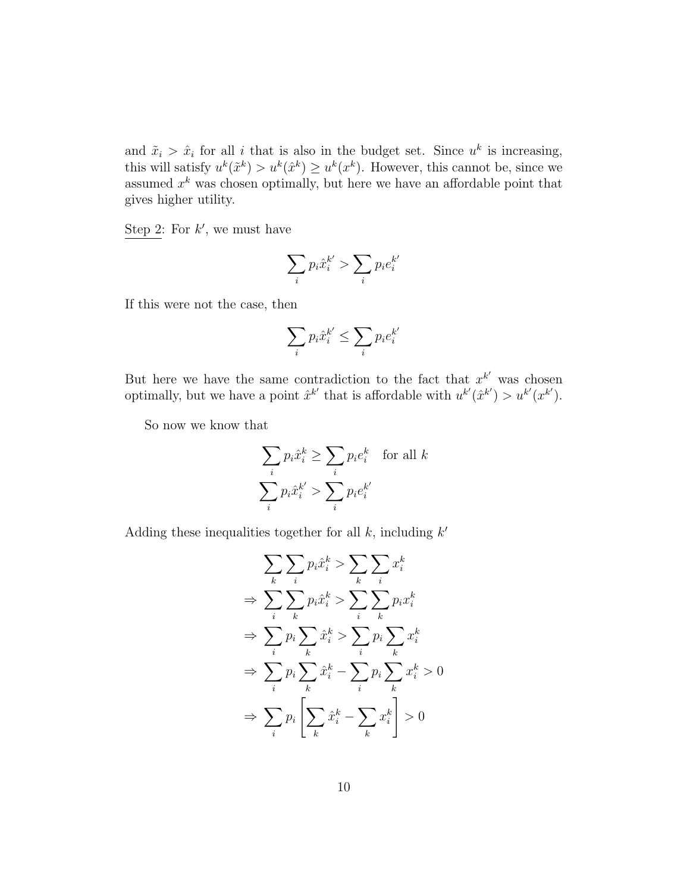and $\tilde{x}_i > \hat{x}_i$ for all $i$ that is also in the budget set. Since $u^k$ is increasing, this will satisfy $u^k(\tilde{x}^k) > u^k(\hat{x}^k) \geq u^k(x^k)$. However, this cannot be, since we assumed $x^k$ was chosen optimally, but here we have an affordable point that gives higher utility.

<u>Step 2</u>: For $k'$, we must have

$$\sum_i p_i \hat{x}_i^{k'} > \sum_i p_i e_i^{k'}$$

If this were not the case, then

$$\sum_i p_i \hat{x}_i^{k'} \leq \sum_i p_i e_i^{k'}$$

But here we have the same contradiction to the fact that $x^{k'}$ was chosen optimally, but we have a point $\hat{x}^{k'}$ that is affordable with $u^{k'}(\hat{x}^{k'}) > u^{k'}(x^{k'})$.

So now we know that

$$\sum_i p_i \hat{x}_i^k \geq \sum_i p_i e_i^k \quad \text{for all } k$$
$$\sum_i p_i \hat{x}_i^{k'} > \sum_i p_i e_i^{k'}$$

Adding these inequalities together for all $k$, including $k'$

$$\begin{aligned}
&\sum_k \sum_i p_i \hat{x}_i^k > \sum_k \sum_i x_i^k \\
\Rightarrow\ &\sum_i \sum_k p_i \hat{x}_i^k > \sum_i \sum_k p_i x_i^k \\
\Rightarrow\ &\sum_i p_i \sum_k \hat{x}_i^k > \sum_i p_i \sum_k x_i^k \\
\Rightarrow\ &\sum_i p_i \sum_k \hat{x}_i^k - \sum_i p_i \sum_k x_i^k > 0 \\
\Rightarrow\ &\sum_i p_i \left[ \sum_k \hat{x}_i^k - \sum_k x_i^k \right] > 0
\end{aligned}$$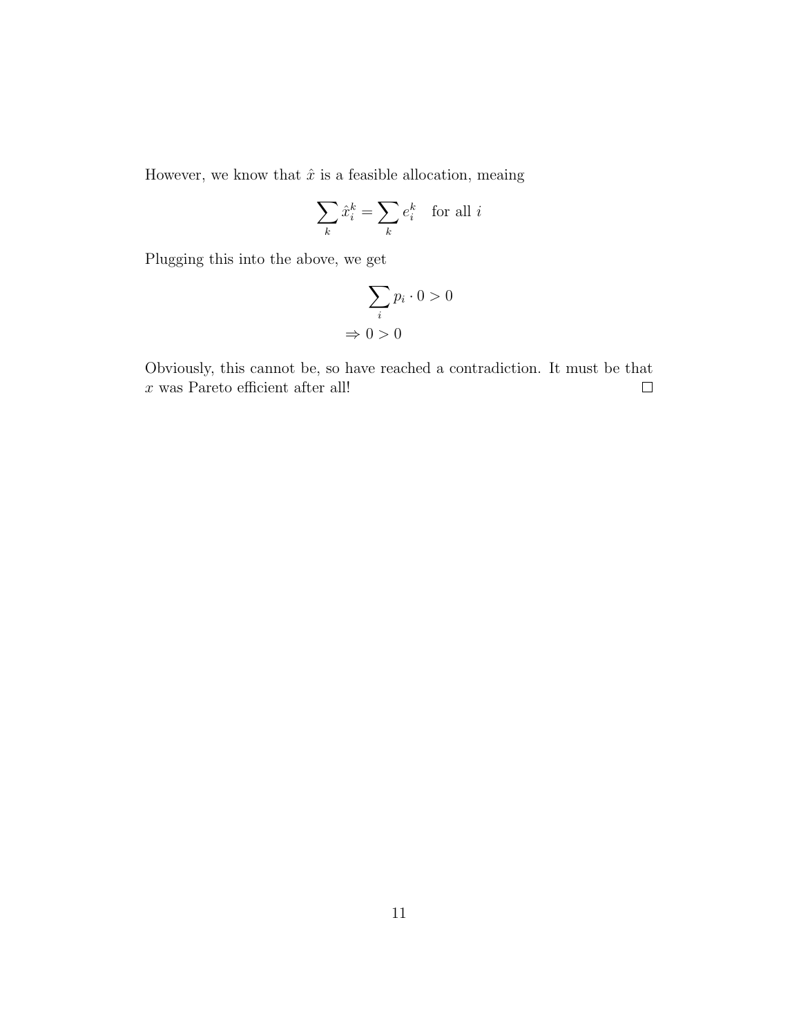However, we know that $\hat{x}$ is a feasible allocation, meaing

$$\sum_k \hat{x}_i^k = \sum_k e_i^k \quad \text{for all } i$$

Plugging this into the above, we get

$$\sum_i p_i \cdot 0 > 0$$
$$\Rightarrow 0 > 0$$

Obviously, this cannot be, so have reached a contradiction. It must be that $x$ was Pareto efficient after all! □